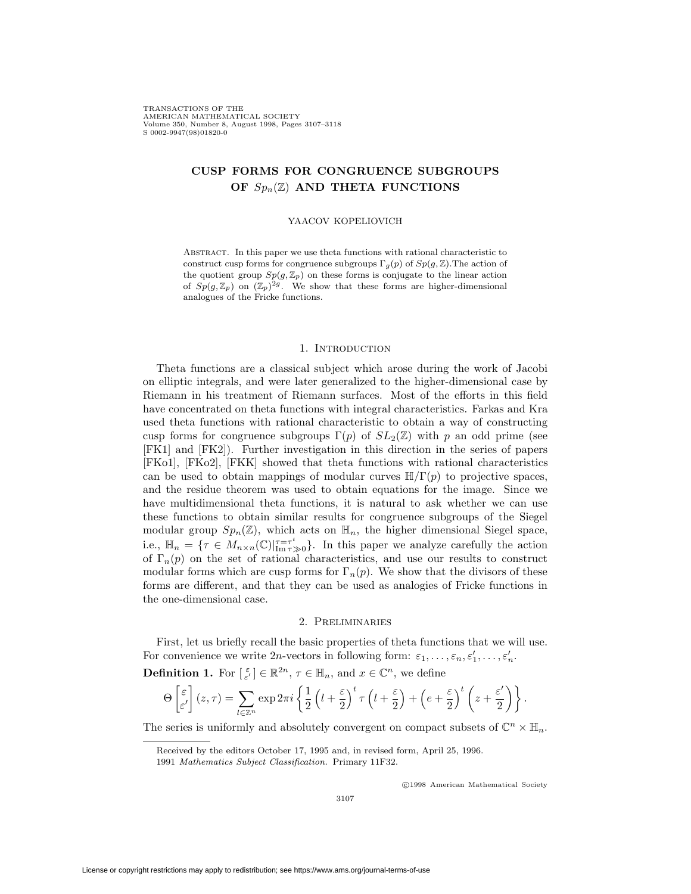# CUSP FORMS FOR CONGRUENCE SUBGROUPS OF $Sp_n(\mathbb{Z})$ AND THETA FUNCTIONS

YAACOV KOPELIOVICH

Abstract. In this paper we use theta functions with rational characteristic to construct cusp forms for congruence subgroups $\Gamma_g(p)$ of $Sp(g,\mathbb{Z})$.The action of the quotient group $Sp(g,\mathbb{Z}_p)$ on these forms is conjugate to the linear action of $Sp(g,\mathbb{Z}_p)$ on $(\mathbb{Z}_p)^{2g}$. We show that these forms are higher-dimensional analogues of the Fricke functions.

## 1. Introduction

Theta functions are a classical subject which arose during the work of Jacobi on elliptic integrals, and were later generalized to the higher-dimensional case by Riemann in his treatment of Riemann surfaces. Most of the efforts in this field have concentrated on theta functions with integral characteristics. Farkas and Kra used theta functions with rational characteristic to obtain a way of constructing cusp forms for congruence subgroups $\Gamma(p)$ of $SL_2(\mathbb{Z})$ with $p$ an odd prime (see [FK1] and [FK2]). Further investigation in this direction in the series of papers [FKo1], [FKo2], [FKK] showed that theta functions with rational characteristics can be used to obtain mappings of modular curves $\mathbb{H}/\Gamma(p)$ to projective spaces, and the residue theorem was used to obtain equations for the image. Since we have multidimensional theta functions, it is natural to ask whether we can use these functions to obtain similar results for congruence subgroups of the Siegel modular group $Sp_n(\mathbb{Z})$, which acts on $\mathbb{H}_n$, the higher dimensional Siegel space, i.e., $\mathbb{H}_n = \{\tau \in M_{n\times n}(\mathbb{C})|^{\tau=\tau^t}_{\operatorname{Im}\tau\gg 0}\}$. In this paper we analyze carefully the action of $\Gamma_n(p)$ on the set of rational characteristics, and use our results to construct modular forms which are cusp forms for $\Gamma_n(p)$. We show that the divisors of these forms are different, and that they can be used as analogies of Fricke functions in the one-dimensional case.

## 2. Preliminaries

First, let us briefly recall the basic properties of theta functions that we will use. For convenience we write $2n$-vectors in following form: $\varepsilon_1,\dots,\varepsilon_n,\varepsilon'_1,\dots,\varepsilon'_n$.

**Definition 1.** For $\left[\begin{smallmatrix}\varepsilon\\ \varepsilon'\end{smallmatrix}\right] \in \mathbb{R}^{2n}$, $\tau \in \mathbb{H}_n$, and $x \in \mathbb{C}^n$, we define

$$\Theta\begin{bmatrix}\varepsilon\\ \varepsilon'\end{bmatrix}(z,\tau) = \sum_{l\in\mathbb{Z}^n} \exp 2\pi i\left\{\frac{1}{2}\left(l+\frac{\varepsilon}{2}\right)^t \tau\left(l+\frac{\varepsilon}{2}\right) + \left(e+\frac{\varepsilon}{2}\right)^t\left(z+\frac{\varepsilon'}{2}\right)\right\}.$$

The series is uniformly and absolutely convergent on compact subsets of $\mathbb{C}^n \times \mathbb{H}_n$.

---

Received by the editors October 17, 1995 and, in revised form, April 25, 1996.

1991 *Mathematics Subject Classification.* Primary 11F32.

©1998 American Mathematical Society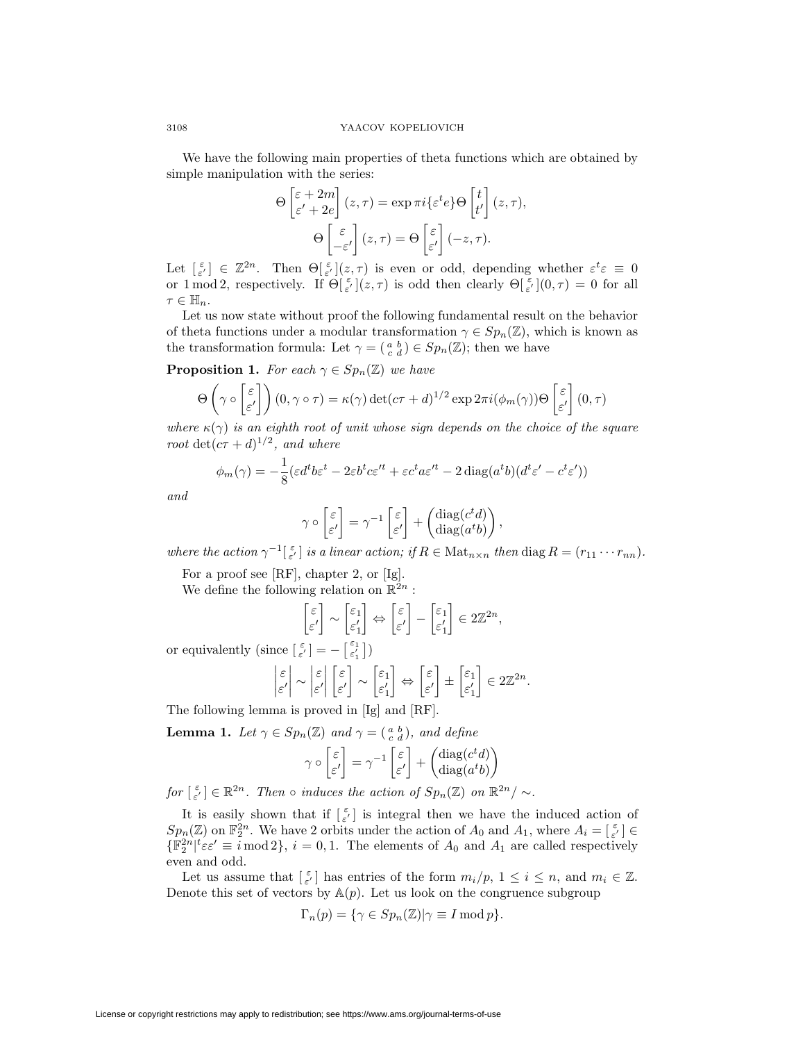We have the following main properties of theta functions which are obtained by simple manipulation with the series:

$$\Theta \begin{bmatrix} \varepsilon + 2m \\ \varepsilon' + 2e \end{bmatrix} (z, \tau) = \exp \pi i \{\varepsilon^t e\} \Theta \begin{bmatrix} t \\ t' \end{bmatrix} (z, \tau),$$

$$\Theta \begin{bmatrix} \varepsilon \\ -\varepsilon' \end{bmatrix} (z, \tau) = \Theta \begin{bmatrix} \varepsilon \\ \varepsilon' \end{bmatrix} (-z, \tau).$$

Let $\left[\begin{smallmatrix} \varepsilon \\ \varepsilon' \end{smallmatrix}\right] \in \mathbb{Z}^{2n}$. Then $\Theta\left[\begin{smallmatrix} \varepsilon \\ \varepsilon' \end{smallmatrix}\right](z, \tau)$ is even or odd, depending whether $\varepsilon^t \varepsilon \equiv 0$ or $1 \bmod 2$, respectively. If $\Theta\left[\begin{smallmatrix} \varepsilon \\ \varepsilon' \end{smallmatrix}\right](z, \tau)$ is odd then clearly $\Theta\left[\begin{smallmatrix} \varepsilon \\ \varepsilon' \end{smallmatrix}\right](0, \tau) = 0$ for all $\tau \in \mathbb{H}_n$.

Let us now state without proof the following fundamental result on the behavior of theta functions under a modular transformation $\gamma \in Sp_n(\mathbb{Z})$, which is known as the transformation formula: Let $\gamma = \left(\begin{smallmatrix} a & b \\ c & d \end{smallmatrix}\right) \in Sp_n(\mathbb{Z})$; then we have

**Proposition 1.** *For each $\gamma \in Sp_n(\mathbb{Z})$ we have*

$$\Theta \left( \gamma \circ \begin{bmatrix} \varepsilon \\ \varepsilon' \end{bmatrix} \right) (0, \gamma \circ \tau) = \kappa(\gamma) \det(c\tau + d)^{1/2} \exp 2\pi i (\phi_m(\gamma)) \Theta \begin{bmatrix} \varepsilon \\ \varepsilon' \end{bmatrix} (0, \tau)$$

*where $\kappa(\gamma)$ is an eighth root of unit whose sign depends on the choice of the square root $\det(c\tau + d)^{1/2}$, and where*

$$\phi_m(\gamma) = -\frac{1}{8}(\varepsilon d^t b \varepsilon^t - 2\varepsilon b^t c \varepsilon'^t + \varepsilon c^t a \varepsilon'^t - 2 \operatorname{diag}(a^t b)(d^t \varepsilon' - c^t \varepsilon'))$$

*and*

$$\gamma \circ \begin{bmatrix} \varepsilon \\ \varepsilon' \end{bmatrix} = \gamma^{-1} \begin{bmatrix} \varepsilon \\ \varepsilon' \end{bmatrix} + \begin{pmatrix} \operatorname{diag}(c^t d) \\ \operatorname{diag}(a^t b) \end{pmatrix},$$

*where the action $\gamma^{-1}\left[\begin{smallmatrix} \varepsilon \\ \varepsilon' \end{smallmatrix}\right]$ is a linear action; if $R \in \mathrm{Mat}_{n \times n}$ then $\operatorname{diag} R = (r_{11} \cdots r_{nn})$.*

For a proof see [RF], chapter 2, or [Ig].

We define the following relation on $\mathbb{R}^{2n}$ :

$$\begin{bmatrix} \varepsilon \\ \varepsilon' \end{bmatrix} \sim \begin{bmatrix} \varepsilon_1 \\ \varepsilon_1' \end{bmatrix} \Leftrightarrow \begin{bmatrix} \varepsilon \\ \varepsilon' \end{bmatrix} - \begin{bmatrix} \varepsilon_1 \\ \varepsilon_1' \end{bmatrix} \in 2\mathbb{Z}^{2n},$$

or equivalently (since $\left[\begin{smallmatrix} \varepsilon \\ \varepsilon' \end{smallmatrix}\right] = -\left[\begin{smallmatrix} \varepsilon_1 \\ \varepsilon_1' \end{smallmatrix}\right]$)

$$\begin{vmatrix} \varepsilon \\ \varepsilon' \end{vmatrix} \sim \begin{vmatrix} \varepsilon \\ \varepsilon' \end{vmatrix} \begin{bmatrix} \varepsilon \\ \varepsilon' \end{bmatrix} \sim \begin{bmatrix} \varepsilon_1 \\ \varepsilon_1' \end{bmatrix} \Leftrightarrow \begin{bmatrix} \varepsilon \\ \varepsilon' \end{bmatrix} \pm \begin{bmatrix} \varepsilon_1 \\ \varepsilon_1' \end{bmatrix} \in 2\mathbb{Z}^{2n}.$$

The following lemma is proved in [Ig] and [RF].

**Lemma 1.** *Let $\gamma \in Sp_n(\mathbb{Z})$ and $\gamma = \left(\begin{smallmatrix} a & b \\ c & d \end{smallmatrix}\right)$, and define*

$$\gamma \circ \begin{bmatrix} \varepsilon \\ \varepsilon' \end{bmatrix} = \gamma^{-1} \begin{bmatrix} \varepsilon \\ \varepsilon' \end{bmatrix} + \begin{pmatrix} \operatorname{diag}(c^t d) \\ \operatorname{diag}(a^t b) \end{pmatrix}$$

*for $\left[\begin{smallmatrix} \varepsilon \\ \varepsilon' \end{smallmatrix}\right] \in \mathbb{R}^{2n}$. Then $\circ$ induces the action of $Sp_n(\mathbb{Z})$ on $\mathbb{R}^{2n}/\sim$.*

It is easily shown that if $\left[\begin{smallmatrix} \varepsilon \\ \varepsilon' \end{smallmatrix}\right]$ is integral then we have the induced action of $Sp_n(\mathbb{Z})$ on $\mathbb{F}_2^{2n}$. We have 2 orbits under the action of $A_0$ and $A_1$, where $A_i = \left[\begin{smallmatrix} \varepsilon \\ \varepsilon' \end{smallmatrix}\right] \in \{\mathbb{F}_2^{2n} | {}^t\varepsilon\varepsilon' \equiv i \bmod 2\}$, $i = 0, 1$. The elements of $A_0$ and $A_1$ are called respectively even and odd.

Let us assume that $\left[\begin{smallmatrix} \varepsilon \\ \varepsilon' \end{smallmatrix}\right]$ has entries of the form $m_i/p$, $1 \leq i \leq n$, and $m_i \in \mathbb{Z}$. Denote this set of vectors by $\mathbb{A}(p)$. Let us look on the congruence subgroup

$$\Gamma_n(p) = \{\gamma \in Sp_n(\mathbb{Z}) | \gamma \equiv I \bmod p\}.$$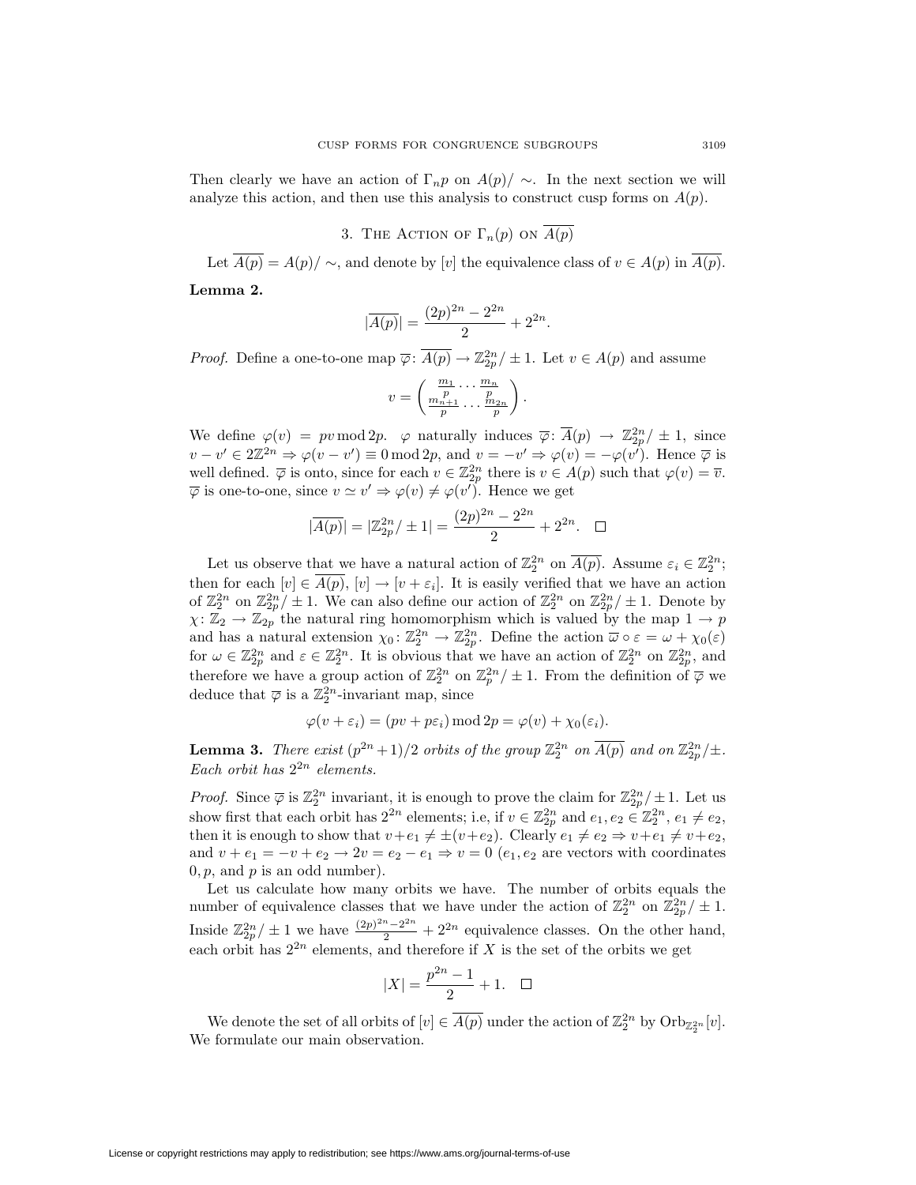Then clearly we have an action of $\Gamma_n p$ on $A(p)/\sim$. In the next section we will analyze this action, and then use this analysis to construct cusp forms on $A(p)$.

## 3. The Action of $\Gamma_n(p)$ on $\overline{A(p)}$

Let $\overline{A(p)} = A(p)/\sim$, and denote by $[v]$ the equivalence class of $v \in A(p)$ in $\overline{A(p)}$.

**Lemma 2.**

$$|\overline{A(p)}| = \frac{(2p)^{2n} - 2^{2n}}{2} + 2^{2n}.$$

*Proof.* Define a one-to-one map $\overline{\varphi}\colon \overline{A(p)} \to \mathbb{Z}_{2p}^{2n}/\pm 1$. Let $v \in A(p)$ and assume

$$v = \begin{pmatrix} \frac{m_1}{p} \dots \frac{m_n}{p} \\ \frac{m_{n+1}}{p} \dots \frac{m_{2n}}{p} \end{pmatrix}.$$

We define $\varphi(v) = pv \bmod 2p$. $\varphi$ naturally induces $\overline{\varphi}\colon \overline{A}(p) \to \mathbb{Z}_{2p}^{2n}/\pm 1$, since $v - v' \in 2\mathbb{Z}^{2n} \Rightarrow \varphi(v - v') \equiv 0 \bmod 2p$, and $v = -v' \Rightarrow \varphi(v) = -\varphi(v')$. Hence $\overline{\varphi}$ is well defined. $\overline{\varphi}$ is onto, since for each $v \in \mathbb{Z}_{2p}^{2n}$ there is $v \in A(p)$ such that $\varphi(v) = \overline{v}$. $\overline{\varphi}$ is one-to-one, since $v \simeq v' \Rightarrow \varphi(v) \neq \varphi(v')$. Hence we get

$$|\overline{A(p)}| = |\mathbb{Z}_{2p}^{2n}/\pm 1| = \frac{(2p)^{2n} - 2^{2n}}{2} + 2^{2n}. \quad \square$$

Let us observe that we have a natural action of $\mathbb{Z}_2^{2n}$ on $\overline{A(p)}$. Assume $\varepsilon_i \in \mathbb{Z}_2^{2n}$; then for each $[v] \in \overline{A(p)}$, $[v] \to [v + \varepsilon_i]$. It is easily verified that we have an action of $\mathbb{Z}_2^{2n}$ on $\mathbb{Z}_{2p}^{2n}/\pm 1$. We can also define our action of $\mathbb{Z}_2^{2n}$ on $\mathbb{Z}_{2p}^{2n}/\pm 1$. Denote by $\chi\colon \mathbb{Z}_2 \to \mathbb{Z}_{2p}$ the natural ring homomorphism which is valued by the map $1 \to p$ and has a natural extension $\chi_0\colon \mathbb{Z}_2^{2n} \to \mathbb{Z}_{2p}^{2n}$. Define the action $\overline{\omega} \circ \varepsilon = \omega + \chi_0(\varepsilon)$ for $\omega \in \mathbb{Z}_{2p}^{2n}$ and $\varepsilon \in \mathbb{Z}_2^{2n}$. It is obvious that we have an action of $\mathbb{Z}_2^{2n}$ on $\mathbb{Z}_{2p}^{2n}$, and therefore we have a group action of $\mathbb{Z}_2^{2n}$ on $\mathbb{Z}_p^{2n}/\pm 1$. From the definition of $\overline{\varphi}$ we deduce that $\overline{\varphi}$ is a $\mathbb{Z}_2^{2n}$-invariant map, since

$$\varphi(v + \varepsilon_i) = (pv + p\varepsilon_i) \bmod 2p = \varphi(v) + \chi_0(\varepsilon_i).$$

**Lemma 3.** *There exist $(p^{2n}+1)/2$ orbits of the group $\mathbb{Z}_2^{2n}$ on $\overline{A(p)}$ and on $\mathbb{Z}_{2p}^{2n}/\pm$. Each orbit has $2^{2n}$ elements.*

*Proof.* Since $\overline{\varphi}$ is $\mathbb{Z}_2^{2n}$ invariant, it is enough to prove the claim for $\mathbb{Z}_{2p}^{2n}/\pm 1$. Let us show first that each orbit has $2^{2n}$ elements; i.e, if $v \in \mathbb{Z}_{2p}^{2n}$ and $e_1, e_2 \in \mathbb{Z}_2^{2n}$, $e_1 \neq e_2$, then it is enough to show that $v + e_1 \neq \pm(v + e_2)$. Clearly $e_1 \neq e_2 \Rightarrow v + e_1 \neq v + e_2$, and $v + e_1 = -v + e_2 \to 2v = e_2 - e_1 \Rightarrow v = 0$ ($e_1, e_2$ are vectors with coordinates $0, p$, and $p$ is an odd number).

Let us calculate how many orbits we have. The number of orbits equals the number of equivalence classes that we have under the action of $\mathbb{Z}_2^{2n}$ on $\mathbb{Z}_{2p}^{2n}/\pm 1$. Inside $\mathbb{Z}_{2p}^{2n}/\pm 1$ we have $\frac{(2p)^{2n} - 2^{2n}}{2} + 2^{2n}$ equivalence classes. On the other hand, each orbit has $2^{2n}$ elements, and therefore if $X$ is the set of the orbits we get

$$|X| = \frac{p^{2n} - 1}{2} + 1. \quad \square$$

We denote the set of all orbits of $[v] \in \overline{A(p)}$ under the action of $\mathbb{Z}_2^{2n}$ by $\mathrm{Orb}_{\mathbb{Z}_2^{2n}}[v]$. We formulate our main observation.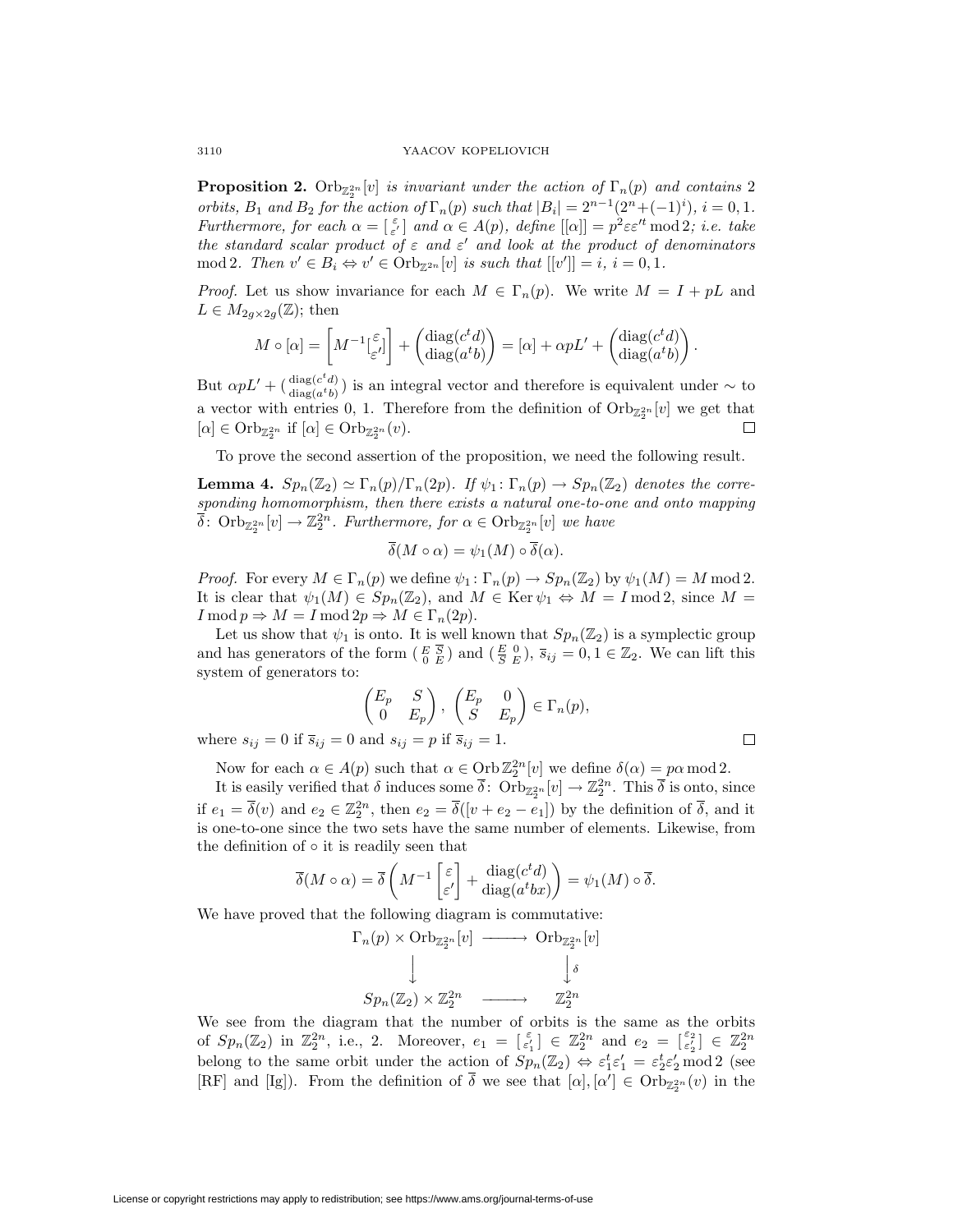**Proposition 2.** *$\mathrm{Orb}_{\mathbb{Z}_2^{2n}}[v]$ is invariant under the action of $\Gamma_n(p)$ and contains 2 orbits, $B_1$ and $B_2$ for the action of $\Gamma_n(p)$ such that $|B_i| = 2^{n-1}(2^n + (-1)^i)$, $i = 0, 1$. Furthermore, for each $\alpha = \left[\begin{smallmatrix}\varepsilon \\ \varepsilon'\end{smallmatrix}\right]$ and $\alpha \in A(p)$, define $[[\alpha]] = p^2 \varepsilon\varepsilon'^t \bmod 2$; i.e. take the standard scalar product of $\varepsilon$ and $\varepsilon'$ and look at the product of denominators $\bmod 2$. Then $v' \in B_i \Leftrightarrow v' \in \mathrm{Orb}_{\mathbb{Z}^{2n}}[v]$ is such that $[[v']] = i$, $i = 0, 1$.*

*Proof.* Let us show invariance for each $M \in \Gamma_n(p)$. We write $M = I + pL$ and $L \in M_{2g\times 2g}(\mathbb{Z})$; then

$$M \circ [\alpha] = \left[M^{-1}\left[\begin{smallmatrix}\varepsilon \\ \varepsilon'\end{smallmatrix}\right]\right] + \begin{pmatrix}\mathrm{diag}(c^t d) \\ \mathrm{diag}(a^t b)\end{pmatrix} = [\alpha] + \alpha p L' + \begin{pmatrix}\mathrm{diag}(c^t d) \\ \mathrm{diag}(a^t b)\end{pmatrix}.$$

But $\alpha p L' + \left(\begin{smallmatrix}\mathrm{diag}(c^t d) \\ \mathrm{diag}(a^t b)\end{smallmatrix}\right)$ is an integral vector and therefore is equivalent under $\sim$ to a vector with entries 0, 1. Therefore from the definition of $\mathrm{Orb}_{\mathbb{Z}_2^{2n}}[v]$ we get that $[\alpha] \in \mathrm{Orb}_{\mathbb{Z}_2^{2n}}$ if $[\alpha] \in \mathrm{Orb}_{\mathbb{Z}_2^{2n}}(v)$. $\square$

To prove the second assertion of the proposition, we need the following result.

**Lemma 4.** *$Sp_n(\mathbb{Z}_2) \simeq \Gamma_n(p)/\Gamma_n(2p)$. If $\psi_1 \colon \Gamma_n(p) \to Sp_n(\mathbb{Z}_2)$ denotes the corresponding homomorphism, then there exists a natural one-to-one and onto mapping $\overline{\delta} \colon \mathrm{Orb}_{\mathbb{Z}_2^{2n}}[v] \to \mathbb{Z}_2^{2n}$. Furthermore, for $\alpha \in \mathrm{Orb}_{\mathbb{Z}_2^{2n}}[v]$ we have*

$$\overline{\delta}(M \circ \alpha) = \psi_1(M) \circ \overline{\delta}(\alpha).$$

*Proof.* For every $M \in \Gamma_n(p)$ we define $\psi_1 \colon \Gamma_n(p) \to Sp_n(\mathbb{Z}_2)$ by $\psi_1(M) = M \bmod 2$. It is clear that $\psi_1(M) \in Sp_n(\mathbb{Z}_2)$, and $M \in \mathrm{Ker}\,\psi_1 \Leftrightarrow M = I \bmod 2$, since $M = I \bmod p \Rightarrow M = I \bmod 2p \Rightarrow M \in \Gamma_n(2p)$.

Let us show that $\psi_1$ is onto. It is well known that $Sp_n(\mathbb{Z}_2)$ is a symplectic group and has generators of the form $\left(\begin{smallmatrix}E & \overline{S} \\ 0 & E\end{smallmatrix}\right)$ and $\left(\begin{smallmatrix}E & 0 \\ \overline{S} & E\end{smallmatrix}\right)$, $\overline{s}_{ij} = 0, 1 \in \mathbb{Z}_2$. We can lift this system of generators to:

$$\begin{pmatrix}E_p & S \\ 0 & E_p\end{pmatrix},\ \begin{pmatrix}E_p & 0 \\ S & E_p\end{pmatrix} \in \Gamma_n(p),$$

where $s_{ij} = 0$ if $\overline{s}_{ij} = 0$ and $s_{ij} = p$ if $\overline{s}_{ij} = 1$. $\square$

Now for each $\alpha \in A(p)$ such that $\alpha \in \mathrm{Orb}\,\mathbb{Z}_2^{2n}[v]$ we define $\delta(\alpha) = p\alpha \bmod 2$.

It is easily verified that $\delta$ induces some $\overline{\delta} \colon \mathrm{Orb}_{\mathbb{Z}_2^{2n}}[v] \to \mathbb{Z}_2^{2n}$. This $\overline{\delta}$ is onto, since if $e_1 = \overline{\delta}(v)$ and $e_2 \in \mathbb{Z}_2^{2n}$, then $e_2 = \overline{\delta}([v + e_2 - e_1])$ by the definition of $\overline{\delta}$, and it is one-to-one since the two sets have the same number of elements. Likewise, from the definition of $\circ$ it is readily seen that

$$\overline{\delta}(M \circ \alpha) = \overline{\delta}\left(M^{-1}\begin{bmatrix}\varepsilon \\ \varepsilon'\end{bmatrix} + \begin{matrix}\mathrm{diag}(c^t d) \\ \mathrm{diag}(a^t bx)\end{matrix}\right) = \psi_1(M) \circ \overline{\delta}.$$

We have proved that the following diagram is commutative:

$$\begin{array}{ccc}
\Gamma_n(p) \times \mathrm{Orb}_{\mathbb{Z}_2^{2n}}[v] & \longrightarrow & \mathrm{Orb}_{\mathbb{Z}_2^{2n}}[v] \\
\big\downarrow & & \big\downarrow \delta \\
Sp_n(\mathbb{Z}_2) \times \mathbb{Z}_2^{2n} & \longrightarrow & \mathbb{Z}_2^{2n}
\end{array}$$

We see from the diagram that the number of orbits is the same as the orbits of $Sp_n(\mathbb{Z}_2)$ in $\mathbb{Z}_2^{2n}$, i.e., 2. Moreover, $e_1 = \left[\begin{smallmatrix}\varepsilon \\ \varepsilon_1'\end{smallmatrix}\right] \in \mathbb{Z}_2^{2n}$ and $e_2 = \left[\begin{smallmatrix}\varepsilon_2 \\ \varepsilon_2'\end{smallmatrix}\right] \in \mathbb{Z}_2^{2n}$ belong to the same orbit under the action of $Sp_n(\mathbb{Z}_2) \Leftrightarrow \varepsilon_1^t\varepsilon_1' = \varepsilon_2^t\varepsilon_2' \bmod 2$ (see [RF] and [Ig]). From the definition of $\overline{\delta}$ we see that $[\alpha], [\alpha'] \in \mathrm{Orb}_{\mathbb{Z}_2^{2n}}(v)$ in the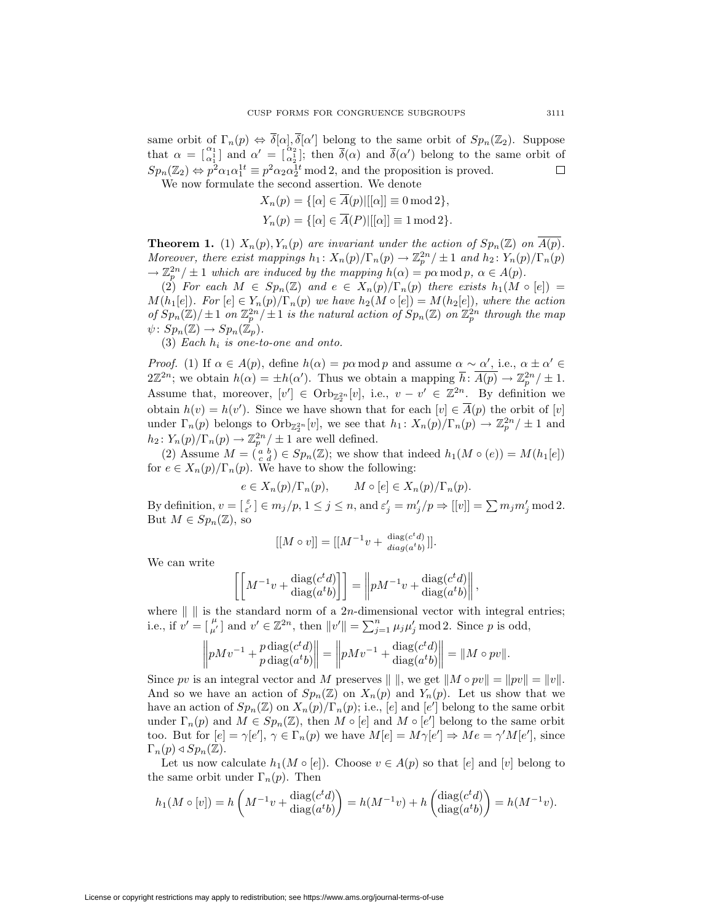same orbit of $\Gamma_n(p) \Leftrightarrow \overline{\delta}[\alpha], \overline{\delta}[\alpha']$ belong to the same orbit of $Sp_n(\mathbb{Z}_2)$. Suppose that $\alpha = \left[\begin{smallmatrix} \alpha_1 \\ \alpha_1^1 \end{smallmatrix}\right]$ and $\alpha' = \left[\begin{smallmatrix} \alpha_2 \\ \alpha_2^1 \end{smallmatrix}\right]$; then $\overline{\delta}(\alpha)$ and $\overline{\delta}(\alpha')$ belong to the same orbit of $Sp_n(\mathbb{Z}_2) \Leftrightarrow p^2\alpha_1\alpha_1^{1t} \equiv p^2\alpha_2\alpha_2^{1t} \bmod 2$, and the proposition is proved. $\square$

We now formulate the second assertion. We denote

$$X_n(p) = \{[\alpha] \in \overline{A}(p) | [[\alpha]] \equiv 0 \bmod 2\},$$

$$Y_n(p) = \{[\alpha] \in \overline{A}(P) | [[\alpha]] \equiv 1 \bmod 2\}.$$

**Theorem 1.** (1) *$X_n(p), Y_n(p)$ are invariant under the action of $Sp_n(\mathbb{Z})$ on $\overline{A(p)}$. Moreover, there exist mappings $h_1 \colon X_n(p)/\Gamma_n(p) \to \mathbb{Z}_p^{2n}/\pm 1$ and $h_2 \colon Y_n(p)/\Gamma_n(p) \to \mathbb{Z}_p^{2n}/\pm 1$ which are induced by the mapping $h(\alpha) = p\alpha \bmod p$, $\alpha \in A(p)$.*

(2) *For each $M \in Sp_n(\mathbb{Z})$ and $e \in X_n(p)/\Gamma_n(p)$ there exists $h_1(M \circ [e]) = M(h_1[e])$. For $[e] \in Y_n(p)/\Gamma_n(p)$ we have $h_2(M \circ [e]) = M(h_2[e])$, where the action of $Sp_n(\mathbb{Z})/\pm 1$ on $\mathbb{Z}_p^{2n}/\pm 1$ is the natural action of $Sp_n(\mathbb{Z})$ on $\mathbb{Z}_p^{2n}$ through the map $\psi \colon Sp_n(\mathbb{Z}) \to Sp_n(\mathbb{Z}_p)$.*

(3) *Each $h_i$ is one-to-one and onto.*

*Proof.* (1) If $\alpha \in A(p)$, define $h(\alpha) = p\alpha \bmod p$ and assume $\alpha \sim \alpha'$, i.e., $\alpha \pm \alpha' \in 2\mathbb{Z}^{2n}$; we obtain $h(\alpha) = \pm h(\alpha')$. Thus we obtain a mapping $\overline{h} \colon \overline{A(p)} \to \mathbb{Z}_p^{2n}/\pm 1$. Assume that, moreover, $[v'] \in \mathrm{Orb}_{\mathbb{Z}_2^{2n}}[v]$, i.e., $v - v' \in \mathbb{Z}^{2n}$. By definition we obtain $h(v) = h(v')$. Since we have shown that for each $[v] \in \overline{A}(p)$ the orbit of $[v]$ under $\Gamma_n(p)$ belongs to $\mathrm{Orb}_{\mathbb{Z}_2^{2n}}[v]$, we see that $h_1 \colon X_n(p)/\Gamma_n(p) \to \mathbb{Z}_p^{2n}/\pm 1$ and $h_2 \colon Y_n(p)/\Gamma_n(p) \to \mathbb{Z}_p^{2n}/\pm 1$ are well defined.

(2) Assume $M = \left(\begin{smallmatrix} a & b \\ c & d \end{smallmatrix}\right) \in Sp_n(\mathbb{Z})$; we show that indeed $h_1(M \circ (e)) = M(h_1[e])$ for $e \in X_n(p)/\Gamma_n(p)$. We have to show the following:

$$e \in X_n(p)/\Gamma_n(p), \qquad M \circ [e] \in X_n(p)/\Gamma_n(p).$$

By definition, $v = \left[\begin{smallmatrix} \varepsilon \\ \varepsilon' \end{smallmatrix}\right] \in m_j/p$, $1 \le j \le n$, and $\varepsilon'_j = m'_j/p \Rightarrow [[v]] = \sum m_j m'_j \bmod 2$. But $M \in Sp_n(\mathbb{Z})$, so

$$[[M \circ v]] = [[M^{-1}v + {\scriptstyle \begin{smallmatrix} \mathrm{diag}(c^td) \\ diag(a^tb) \end{smallmatrix}}]].$$

We can write

$$\left[\left[M^{-1}v + \begin{matrix} \mathrm{diag}(c^td) \\ \mathrm{diag}(a^tb) \end{matrix}\right]\right] = \left\| pM^{-1}v + \begin{matrix} \mathrm{diag}(c^td) \\ \mathrm{diag}(a^tb) \end{matrix} \right\|,$$

where $\| \ \|$ is the standard norm of a $2n$-dimensional vector with integral entries; i.e., if $v' = \left[\begin{smallmatrix} \mu \\ \mu' \end{smallmatrix}\right]$ and $v' \in \mathbb{Z}^{2n}$, then $\|v'\| = \sum_{j=1}^n \mu_j\mu'_j \bmod 2$. Since $p$ is odd,

$$\left\| pMv^{-1} + \begin{matrix} p\,\mathrm{diag}(c^td) \\ p\,\mathrm{diag}(a^tb) \end{matrix} \right\| = \left\| pMv^{-1} + \begin{matrix} \mathrm{diag}(c^td) \\ \mathrm{diag}(a^tb) \end{matrix} \right\| = \|M \circ pv\|.$$

Since $pv$ is an integral vector and $M$ preserves $\| \ \|$, we get $\|M \circ pv\| = \|pv\| = \|v\|$. And so we have an action of $Sp_n(\mathbb{Z})$ on $X_n(p)$ and $Y_n(p)$. Let us show that we have an action of $Sp_n(\mathbb{Z})$ on $X_n(p)/\Gamma_n(p)$; i.e., $[e]$ and $[e']$ belong to the same orbit under $\Gamma_n(p)$ and $M \in Sp_n(\mathbb{Z})$, then $M \circ [e]$ and $M \circ [e']$ belong to the same orbit too. But for $[e] = \gamma[e']$, $\gamma \in \Gamma_n(p)$ we have $M[e] = M\gamma[e'] \Rightarrow Me = \gamma' M[e']$, since $\Gamma_n(p) \lhd Sp_n(\mathbb{Z})$.

Let us now calculate $h_1(M \circ [e])$. Choose $v \in A(p)$ so that $[e]$ and $[v]$ belong to the same orbit under $\Gamma_n(p)$. Then

$$h_1(M \circ [v]) = h\left(M^{-1}v + \begin{matrix} \mathrm{diag}(c^td) \\ \mathrm{diag}(a^tb) \end{matrix}\right) = h(M^{-1}v) + h\begin{pmatrix} \mathrm{diag}(c^td) \\ \mathrm{diag}(a^tb) \end{pmatrix} = h(M^{-1}v).$$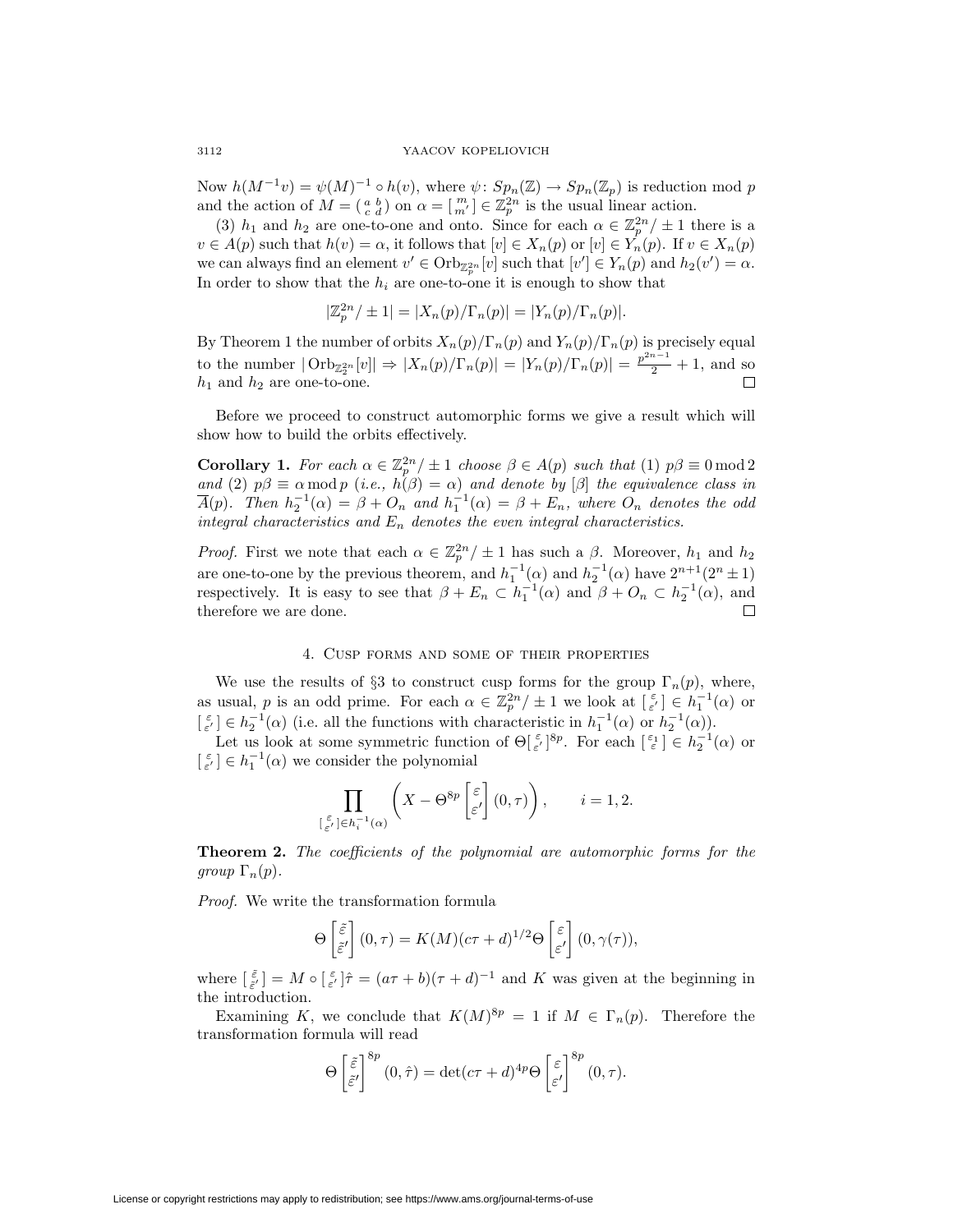Now $h(M^{-1}v) = \psi(M)^{-1} \circ h(v)$, where $\psi\colon Sp_n(\mathbb{Z}) \to Sp_n(\mathbb{Z}_p)$ is reduction mod $p$ and the action of $M = \left(\begin{smallmatrix} a & b \\ c & d \end{smallmatrix}\right)$ on $\alpha = \left[\begin{smallmatrix} m \\ m' \end{smallmatrix}\right] \in \mathbb{Z}_p^{2n}$ is the usual linear action.

(3) $h_1$ and $h_2$ are one-to-one and onto. Since for each $\alpha \in \mathbb{Z}_p^{2n}/\pm 1$ there is a $v \in A(p)$ such that $h(v) = \alpha$, it follows that $[v] \in X_n(p)$ or $[v] \in Y_n(p)$. If $v \in X_n(p)$ we can always find an element $v' \in \operatorname{Orb}_{\mathbb{Z}_p^{2n}}[v]$ such that $[v'] \in Y_n(p)$ and $h_2(v') = \alpha$. In order to show that the $h_i$ are one-to-one it is enough to show that

$$|\mathbb{Z}_p^{2n}/\pm 1| = |X_n(p)/\Gamma_n(p)| = |Y_n(p)/\Gamma_n(p)|.$$

By Theorem 1 the number of orbits $X_n(p)/\Gamma_n(p)$ and $Y_n(p)/\Gamma_n(p)$ is precisely equal to the number $|\operatorname{Orb}_{\mathbb{Z}_2^{2n}}[v]| \Rightarrow |X_n(p)/\Gamma_n(p)| = |Y_n(p)/\Gamma_n(p)| = \frac{p^{2n-1}}{2} + 1$, and so $h_1$ and $h_2$ are one-to-one. $\square$

Before we proceed to construct automorphic forms we give a result which will show how to build the orbits effectively.

**Corollary 1.** *For each $\alpha \in \mathbb{Z}_p^{2n}/\pm 1$ choose $\beta \in A(p)$ such that (1) $p\beta \equiv 0 \bmod 2$ and (2) $p\beta \equiv \alpha \bmod p$ (i.e., $h(\beta) = \alpha$) and denote by $[\beta]$ the equivalence class in $\overline{A}(p)$. Then $h_2^{-1}(\alpha) = \beta + O_n$ and $h_1^{-1}(\alpha) = \beta + E_n$, where $O_n$ denotes the odd integral characteristics and $E_n$ denotes the even integral characteristics.*

*Proof.* First we note that each $\alpha \in \mathbb{Z}_p^{2n}/\pm 1$ has such a $\beta$. Moreover, $h_1$ and $h_2$ are one-to-one by the previous theorem, and $h_1^{-1}(\alpha)$ and $h_2^{-1}(\alpha)$ have $2^{n+1}(2^n \pm 1)$ respectively. It is easy to see that $\beta + E_n \subset h_1^{-1}(\alpha)$ and $\beta + O_n \subset h_2^{-1}(\alpha)$, and therefore we are done. $\square$

## 4. Cusp forms and some of their properties

We use the results of §3 to construct cusp forms for the group $\Gamma_n(p)$, where, as usual, $p$ is an odd prime. For each $\alpha \in \mathbb{Z}_p^{2n}/\pm 1$ we look at $\left[\begin{smallmatrix} \varepsilon \\ \varepsilon' \end{smallmatrix}\right] \in h_1^{-1}(\alpha)$ or $\left[\begin{smallmatrix} \varepsilon \\ \varepsilon' \end{smallmatrix}\right] \in h_2^{-1}(\alpha)$ (i.e. all the functions with characteristic in $h_1^{-1}(\alpha)$ or $h_2^{-1}(\alpha)$).

Let us look at some symmetric function of $\Theta\left[\begin{smallmatrix} \varepsilon \\ \varepsilon' \end{smallmatrix}\right]^{8p}$. For each $\left[\begin{smallmatrix} \varepsilon_1 \\ \varepsilon \end{smallmatrix}\right] \in h_2^{-1}(\alpha)$ or $\left[\begin{smallmatrix} \varepsilon \\ \varepsilon' \end{smallmatrix}\right] \in h_1^{-1}(\alpha)$ we consider the polynomial

$$\prod_{\left[\begin{smallmatrix} \varepsilon \\ \varepsilon' \end{smallmatrix}\right] \in h_i^{-1}(\alpha)} \left( X - \Theta^{8p} \begin{bmatrix} \varepsilon \\ \varepsilon' \end{bmatrix} (0, \tau) \right), \qquad i = 1, 2.$$

**Theorem 2.** *The coefficients of the polynomial are automorphic forms for the group $\Gamma_n(p)$.*

*Proof.* We write the transformation formula

$$\Theta \begin{bmatrix} \tilde{\varepsilon} \\ \tilde{\varepsilon}' \end{bmatrix} (0, \tau) = K(M)(c\tau + d)^{1/2} \Theta \begin{bmatrix} \varepsilon \\ \varepsilon' \end{bmatrix} (0, \gamma(\tau)),$$

where $\left[\begin{smallmatrix} \tilde{\varepsilon} \\ \tilde{\varepsilon}' \end{smallmatrix}\right] = M \circ \left[\begin{smallmatrix} \varepsilon \\ \varepsilon' \end{smallmatrix}\right] \hat{\tau} = (a\tau + b)(\tau + d)^{-1}$ and $K$ was given at the beginning in the introduction.

Examining $K$, we conclude that $K(M)^{8p} = 1$ if $M \in \Gamma_n(p)$. Therefore the transformation formula will read

$$\Theta \begin{bmatrix} \tilde{\varepsilon} \\ \tilde{\varepsilon}' \end{bmatrix}^{8p} (0, \hat{\tau}) = \det(c\tau + d)^{4p} \Theta \begin{bmatrix} \varepsilon \\ \varepsilon' \end{bmatrix}^{8p} (0, \tau).$$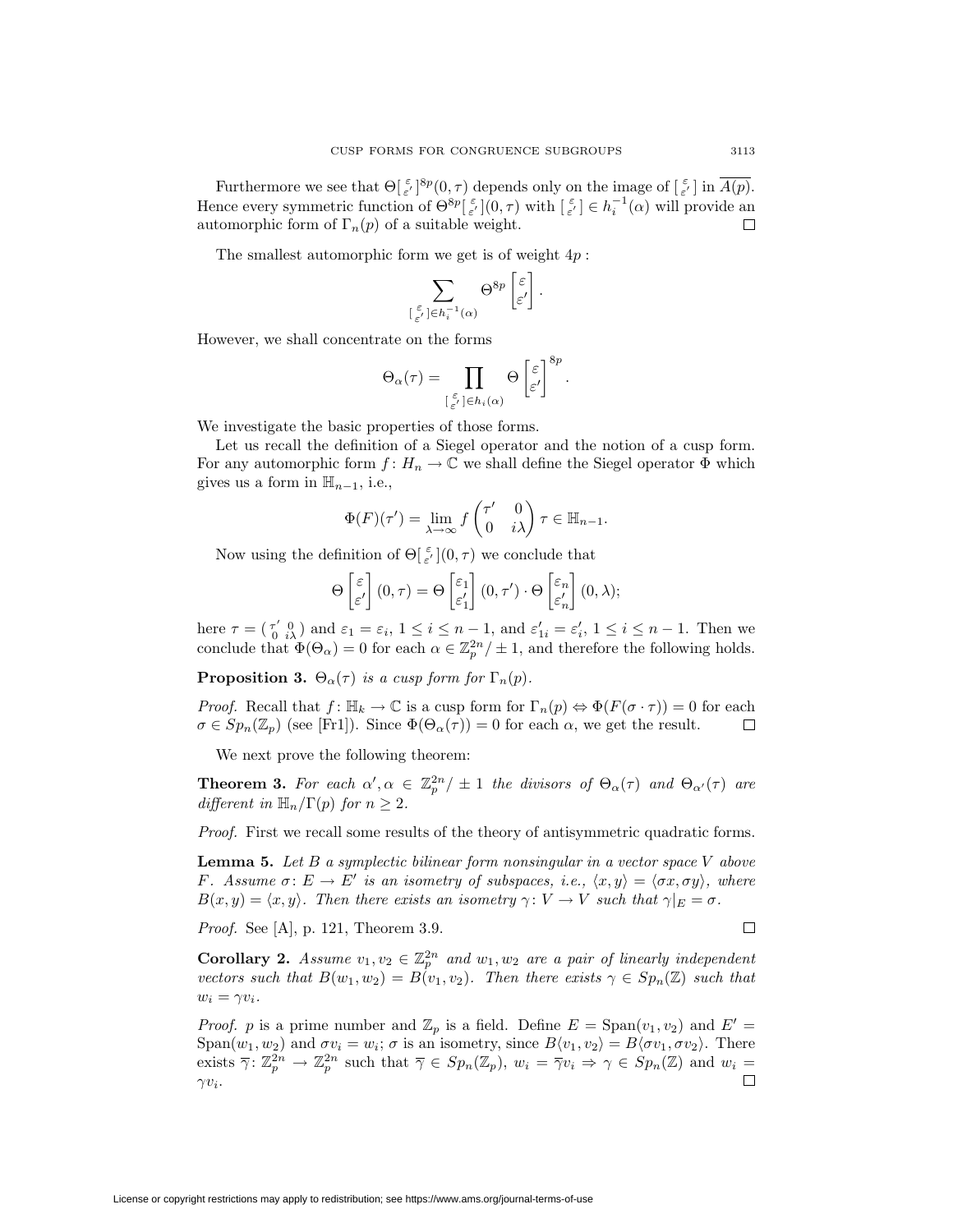Furthermore we see that $\Theta\left[\begin{smallmatrix}\varepsilon\\ \varepsilon'\end{smallmatrix}\right]^{8p}(0,\tau)$ depends only on the image of $\left[\begin{smallmatrix}\varepsilon\\ \varepsilon'\end{smallmatrix}\right]$ in $\overline{A(p)}$. Hence every symmetric function of $\Theta^{8p}\left[\begin{smallmatrix}\varepsilon\\ \varepsilon'\end{smallmatrix}\right](0,\tau)$ with $\left[\begin{smallmatrix}\varepsilon\\ \varepsilon'\end{smallmatrix}\right] \in h_i^{-1}(\alpha)$ will provide an automorphic form of $\Gamma_n(p)$ of a suitable weight. $\square$

The smallest automorphic form we get is of weight $4p$ :

$$\sum_{\left[\begin{smallmatrix}\varepsilon\\ \varepsilon'\end{smallmatrix}\right]\in h_i^{-1}(\alpha)} \Theta^{8p}\begin{bmatrix}\varepsilon\\ \varepsilon'\end{bmatrix}.$$

However, we shall concentrate on the forms

$$\Theta_\alpha(\tau) = \prod_{\left[\begin{smallmatrix}\varepsilon\\ \varepsilon'\end{smallmatrix}\right]\in h_i(\alpha)} \Theta\begin{bmatrix}\varepsilon\\ \varepsilon'\end{bmatrix}^{8p}.$$

We investigate the basic properties of those forms.

Let us recall the definition of a Siegel operator and the notion of a cusp form. For any automorphic form $f\colon H_n \to \mathbb{C}$ we shall define the Siegel operator $\Phi$ which gives us a form in $\mathbb{H}_{n-1}$, i.e.,

$$\Phi(F)(\tau') = \lim_{\lambda\to\infty} f\begin{pmatrix}\tau' & 0\\ 0 & i\lambda\end{pmatrix}\tau \in \mathbb{H}_{n-1}.$$

Now using the definition of $\Theta\left[\begin{smallmatrix}\varepsilon\\ \varepsilon'\end{smallmatrix}\right](0,\tau)$ we conclude that

$$\Theta\begin{bmatrix}\varepsilon\\ \varepsilon'\end{bmatrix}(0,\tau) = \Theta\begin{bmatrix}\varepsilon_1\\ \varepsilon_1'\end{bmatrix}(0,\tau')\cdot\Theta\begin{bmatrix}\varepsilon_n\\ \varepsilon_n'\end{bmatrix}(0,\lambda);$$

here $\tau = \left(\begin{smallmatrix}\tau' & 0\\ 0 & i\lambda\end{smallmatrix}\right)$ and $\varepsilon_1 = \varepsilon_i$, $1 \le i \le n-1$, and $\varepsilon'_{1i} = \varepsilon'_i$, $1 \le i \le n-1$. Then we conclude that $\Phi(\Theta_\alpha) = 0$ for each $\alpha \in \mathbb{Z}_p^{2n}/\pm 1$, and therefore the following holds.

**Proposition 3.** *$\Theta_\alpha(\tau)$ is a cusp form for $\Gamma_n(p)$.*

*Proof.* Recall that $f\colon \mathbb{H}_k \to \mathbb{C}$ is a cusp form for $\Gamma_n(p) \Leftrightarrow \Phi(F(\sigma\cdot\tau)) = 0$ for each $\sigma \in Sp_n(\mathbb{Z}_p)$ (see [Fr1]). Since $\Phi(\Theta_\alpha(\tau)) = 0$ for each $\alpha$, we get the result. $\square$

We next prove the following theorem:

**Theorem 3.** *For each $\alpha', \alpha \in \mathbb{Z}_p^{2n}/\pm 1$ the divisors of $\Theta_\alpha(\tau)$ and $\Theta_{\alpha'}(\tau)$ are different in $\mathbb{H}_n/\Gamma(p)$ for $n \ge 2$.*

*Proof.* First we recall some results of the theory of antisymmetric quadratic forms.

**Lemma 5.** *Let $B$ a symplectic bilinear form nonsingular in a vector space $V$ above $F$. Assume $\sigma\colon E \to E'$ is an isometry of subspaces, i.e., $\langle x,y\rangle = \langle\sigma x, \sigma y\rangle$, where $B(x,y) = \langle x,y\rangle$. Then there exists an isometry $\gamma\colon V \to V$ such that $\gamma|_E = \sigma$.*

*Proof.* See [A], p. 121, Theorem 3.9. $\square$

**Corollary 2.** *Assume $v_1, v_2 \in \mathbb{Z}_p^{2n}$ and $w_1, w_2$ are a pair of linearly independent vectors such that $B(w_1, w_2) = B(v_1, v_2)$. Then there exists $\gamma \in Sp_n(\mathbb{Z})$ such that $w_i = \gamma v_i$.*

*Proof.* $p$ is a prime number and $\mathbb{Z}_p$ is a field. Define $E = \mathrm{Span}(v_1, v_2)$ and $E' = \mathrm{Span}(w_1, w_2)$ and $\sigma v_i = w_i$; $\sigma$ is an isometry, since $B\langle v_1, v_2\rangle = B\langle\sigma v_1, \sigma v_2\rangle$. There exists $\overline{\gamma}\colon \mathbb{Z}_p^{2n} \to \mathbb{Z}_p^{2n}$ such that $\overline{\gamma} \in Sp_n(\mathbb{Z}_p)$, $w_i = \overline{\gamma}v_i \Rightarrow \gamma \in Sp_n(\mathbb{Z})$ and $w_i = \gamma v_i$. $\square$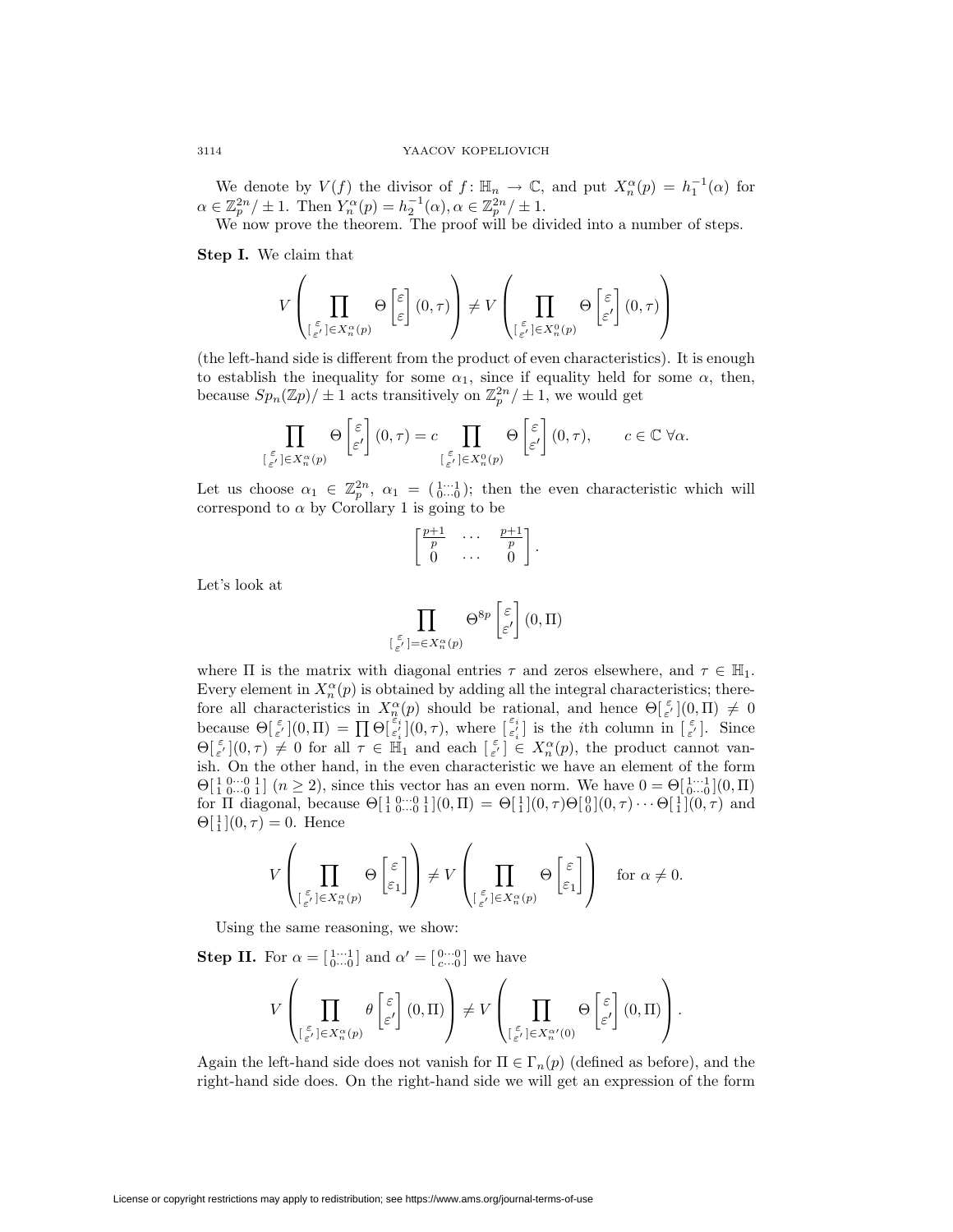We denote by $V(f)$ the divisor of $f\colon \mathbb{H}_n \to \mathbb{C}$, and put $X_n^\alpha(p) = h_1^{-1}(\alpha)$ for $\alpha \in \mathbb{Z}_p^{2n}/\pm 1$. Then $Y_n^\alpha(p) = h_2^{-1}(\alpha), \alpha \in \mathbb{Z}_p^{2n}/\pm 1$.

We now prove the theorem. The proof will be divided into a number of steps.

**Step I.** We claim that

$$V\left(\prod_{\left[\begin{smallmatrix}\varepsilon\\ \varepsilon'\end{smallmatrix}\right]\in X_n^\alpha(p)} \Theta\begin{bmatrix}\varepsilon\\ \varepsilon\end{bmatrix}(0,\tau)\right) \neq V\left(\prod_{\left[\begin{smallmatrix}\varepsilon\\ \varepsilon'\end{smallmatrix}\right]\in X_n^0(p)} \Theta\begin{bmatrix}\varepsilon\\ \varepsilon'\end{bmatrix}(0,\tau)\right)$$

(the left-hand side is different from the product of even characteristics). It is enough to establish the inequality for some $\alpha_1$, since if equality held for some $\alpha$, then, because $Sp_n(\mathbb{Z}p)/\pm 1$ acts transitively on $\mathbb{Z}_p^{2n}/\pm 1$, we would get

$$\prod_{\left[\begin{smallmatrix}\varepsilon\\ \varepsilon'\end{smallmatrix}\right]\in X_n^\alpha(p)} \Theta\begin{bmatrix}\varepsilon\\ \varepsilon'\end{bmatrix}(0,\tau) = c \prod_{\left[\begin{smallmatrix}\varepsilon\\ \varepsilon'\end{smallmatrix}\right]\in X_n^0(p)} \Theta\begin{bmatrix}\varepsilon\\ \varepsilon'\end{bmatrix}(0,\tau), \qquad c\in\mathbb{C}\ \forall\alpha.$$

Let us choose $\alpha_1 \in \mathbb{Z}_p^{2n}$, $\alpha_1 = \left(\begin{smallmatrix}1\cdots 1\\ 0\cdots 0\end{smallmatrix}\right)$; then the even characteristic which will correspond to $\alpha$ by Corollary 1 is going to be

$$\begin{bmatrix}\frac{p+1}{p} & \cdots & \frac{p+1}{p}\\ 0 & \cdots & 0\end{bmatrix}.$$

Let's look at

$$\prod_{\left[\begin{smallmatrix}\varepsilon\\ \varepsilon'\end{smallmatrix}\right]=\in X_n^\alpha(p)} \Theta^{8p}\begin{bmatrix}\varepsilon\\ \varepsilon'\end{bmatrix}(0,\Pi)$$

where $\Pi$ is the matrix with diagonal entries $\tau$ and zeros elsewhere, and $\tau\in\mathbb{H}_1$. Every element in $X_n^\alpha(p)$ is obtained by adding all the integral characteristics; therefore all characteristics in $X_n^\alpha(p)$ should be rational, and hence $\Theta\left[\begin{smallmatrix}\varepsilon\\ \varepsilon'\end{smallmatrix}\right](0,\Pi)\neq 0$ because $\Theta\left[\begin{smallmatrix}\varepsilon\\ \varepsilon'\end{smallmatrix}\right](0,\Pi) = \prod \Theta\left[\begin{smallmatrix}\varepsilon_i\\ \varepsilon_i'\end{smallmatrix}\right](0,\tau)$, where $\left[\begin{smallmatrix}\varepsilon_i\\ \varepsilon_i'\end{smallmatrix}\right]$ is the $i$th column in $\left[\begin{smallmatrix}\varepsilon\\ \varepsilon'\end{smallmatrix}\right]$. Since $\Theta\left[\begin{smallmatrix}\varepsilon\\ \varepsilon'\end{smallmatrix}\right](0,\tau)\neq 0$ for all $\tau\in\mathbb{H}_1$ and each $\left[\begin{smallmatrix}\varepsilon\\ \varepsilon'\end{smallmatrix}\right]\in X_n^\alpha(p)$, the product cannot vanish. On the other hand, in the even characteristic we have an element of the form $\Theta\left[\begin{smallmatrix}1 & 0\cdots 0 & 1\\ 1 & 0\cdots 0 & 1\end{smallmatrix}\right]$ $(n\geq 2)$, since this vector has an even norm. We have $0=\Theta\left[\begin{smallmatrix}1\cdots 1\\ 0\cdots 0\end{smallmatrix}\right](0,\Pi)$ for $\Pi$ diagonal, because $\Theta\left[\begin{smallmatrix}1 & 0\cdots 0 & 1\\ 1 & 0\cdots 0 & 1\end{smallmatrix}\right](0,\Pi) = \Theta\left[\begin{smallmatrix}1\\ 1\end{smallmatrix}\right](0,\tau)\Theta\left[\begin{smallmatrix}0\\ 0\end{smallmatrix}\right](0,\tau)\cdots\Theta\left[\begin{smallmatrix}1\\ 1\end{smallmatrix}\right](0,\tau)$ and $\Theta\left[\begin{smallmatrix}1\\ 1\end{smallmatrix}\right](0,\tau)=0$. Hence

$$V\left(\prod_{\left[\begin{smallmatrix}\varepsilon\\ \varepsilon'\end{smallmatrix}\right]\in X_n^\alpha(p)} \Theta\begin{bmatrix}\varepsilon\\ \varepsilon_1\end{bmatrix}\right) \neq V\left(\prod_{\left[\begin{smallmatrix}\varepsilon\\ \varepsilon'\end{smallmatrix}\right]\in X_n^\alpha(p)} \Theta\begin{bmatrix}\varepsilon\\ \varepsilon_1\end{bmatrix}\right) \quad \text{for } \alpha\neq 0.$$

Using the same reasoning, we show:

**Step II.** For $\alpha = \left[\begin{smallmatrix}1\cdots 1\\ 0\cdots 0\end{smallmatrix}\right]$ and $\alpha' = \left[\begin{smallmatrix}0\cdots 0\\ c\cdots 0\end{smallmatrix}\right]$ we have

$$V\left(\prod_{\left[\begin{smallmatrix}\varepsilon\\ \varepsilon'\end{smallmatrix}\right]\in X_n^\alpha(p)} \theta\begin{bmatrix}\varepsilon\\ \varepsilon'\end{bmatrix}(0,\Pi)\right) \neq V\left(\prod_{\left[\begin{smallmatrix}\varepsilon\\ \varepsilon'\end{smallmatrix}\right]\in X_n^{\alpha'}(0)} \Theta\begin{bmatrix}\varepsilon\\ \varepsilon'\end{bmatrix}(0,\Pi)\right).$$

Again the left-hand side does not vanish for $\Pi\in\Gamma_n(p)$ (defined as before), and the right-hand side does. On the right-hand side we will get an expression of the form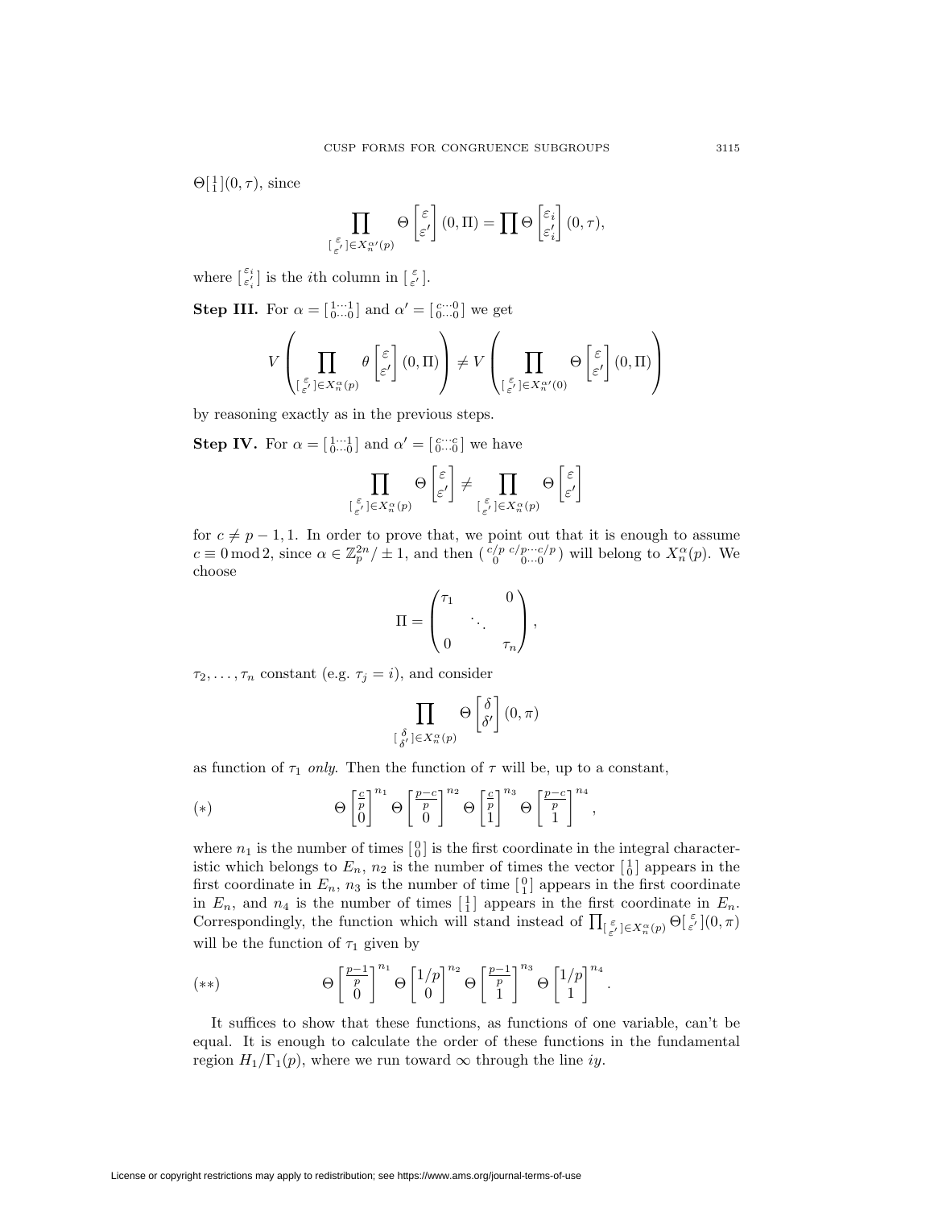$\Theta\left[\begin{smallmatrix}1\\1\end{smallmatrix}\right](0,\tau)$, since

$$\prod_{\left[\begin{smallmatrix}\varepsilon\\\varepsilon'\end{smallmatrix}\right]\in X_n^{\alpha'}(p)} \Theta\begin{bmatrix}\varepsilon\\\varepsilon'\end{bmatrix}(0,\Pi) = \prod \Theta\begin{bmatrix}\varepsilon_i\\\varepsilon_i'\end{bmatrix}(0,\tau),$$

where $\left[\begin{smallmatrix}\varepsilon_i\\\varepsilon_i'\end{smallmatrix}\right]$ is the $i$th column in $\left[\begin{smallmatrix}\varepsilon\\\varepsilon'\end{smallmatrix}\right]$.

**Step III.** For $\alpha = \left[\begin{smallmatrix}1\cdots 1\\0\cdots 0\end{smallmatrix}\right]$ and $\alpha' = \left[\begin{smallmatrix}c\cdots 0\\0\cdots 0\end{smallmatrix}\right]$ we get

$$V\left(\prod_{\left[\begin{smallmatrix}\varepsilon\\\varepsilon'\end{smallmatrix}\right]\in X_n^{\alpha}(p)} \theta\begin{bmatrix}\varepsilon\\\varepsilon'\end{bmatrix}(0,\Pi)\right) \neq V\left(\prod_{\left[\begin{smallmatrix}\varepsilon\\\varepsilon'\end{smallmatrix}\right]\in X_n^{\alpha'}(0)} \Theta\begin{bmatrix}\varepsilon\\\varepsilon'\end{bmatrix}(0,\Pi)\right)$$

by reasoning exactly as in the previous steps.

**Step IV.** For $\alpha = \left[\begin{smallmatrix}1\cdots 1\\0\cdots 0\end{smallmatrix}\right]$ and $\alpha' = \left[\begin{smallmatrix}c\cdots c\\0\cdots 0\end{smallmatrix}\right]$ we have

$$\prod_{\left[\begin{smallmatrix}\varepsilon\\\varepsilon'\end{smallmatrix}\right]\in X_n^{\alpha}(p)} \Theta\begin{bmatrix}\varepsilon\\\varepsilon'\end{bmatrix} \neq \prod_{\left[\begin{smallmatrix}\varepsilon\\\varepsilon'\end{smallmatrix}\right]\in X_n^{\alpha}(p)} \Theta\begin{bmatrix}\varepsilon\\\varepsilon'\end{bmatrix}$$

for $c \neq p-1, 1$. In order to prove that, we point out that it is enough to assume $c \equiv 0 \bmod 2$, since $\alpha \in \mathbb{Z}_p^{2n}/\pm 1$, and then $\left(\begin{smallmatrix}c/p & c/p\cdots c/p\\0 & 0\cdots 0\end{smallmatrix}\right)$ will belong to $X_n^{\alpha}(p)$. We choose

$$\Pi = \begin{pmatrix}\tau_1 & & 0\\ & \ddots & \\ 0 & & \tau_n\end{pmatrix},$$

$\tau_2,\ldots,\tau_n$ constant (e.g. $\tau_j = i$), and consider

$$\prod_{\left[\begin{smallmatrix}\delta\\\delta'\end{smallmatrix}\right]\in X_n^{\alpha}(p)} \Theta\begin{bmatrix}\delta\\\delta'\end{bmatrix}(0,\pi)$$

as function of $\tau_1$ *only*. Then the function of $\tau$ will be, up to a constant,

$$(*) \qquad \Theta\begin{bmatrix}\frac{c}{p}\\0\end{bmatrix}^{n_1}\Theta\begin{bmatrix}\frac{p-c}{p}\\0\end{bmatrix}^{n_2}\Theta\begin{bmatrix}\frac{c}{p}\\1\end{bmatrix}^{n_3}\Theta\begin{bmatrix}\frac{p-c}{p}\\1\end{bmatrix}^{n_4},$$

where $n_1$ is the number of times $\left[\begin{smallmatrix}0\\0\end{smallmatrix}\right]$ is the first coordinate in the integral characteristic which belongs to $E_n$, $n_2$ is the number of time the vector $\left[\begin{smallmatrix}1\\0\end{smallmatrix}\right]$ appears in the first coordinate in $E_n$, $n_3$ is the number of time $\left[\begin{smallmatrix}0\\1\end{smallmatrix}\right]$ appears in the first coordinate in $E_n$, and $n_4$ is the number of times $\left[\begin{smallmatrix}1\\1\end{smallmatrix}\right]$ appears in the first coordinate in $E_n$. Correspondingly, the function which will stand instead of $\prod_{\left[\begin{smallmatrix}\varepsilon\\\varepsilon'\end{smallmatrix}\right]\in X_n^{\alpha}(p)}\Theta\left[\begin{smallmatrix}\varepsilon\\\varepsilon'\end{smallmatrix}\right](0,\pi)$ will be the function of $\tau_1$ given by

$$(**) \qquad \Theta\begin{bmatrix}\frac{p-1}{p}\\0\end{bmatrix}^{n_1}\Theta\begin{bmatrix}1/p\\0\end{bmatrix}^{n_2}\Theta\begin{bmatrix}\frac{p-1}{p}\\1\end{bmatrix}^{n_3}\Theta\begin{bmatrix}1/p\\1\end{bmatrix}^{n_4}.$$

It suffices to show that these functions, as functions of one variable, can't be equal. It is enough to calculate the order of these functions in the fundamental region $H_1/\Gamma_1(p)$, where we run toward $\infty$ through the line $iy$.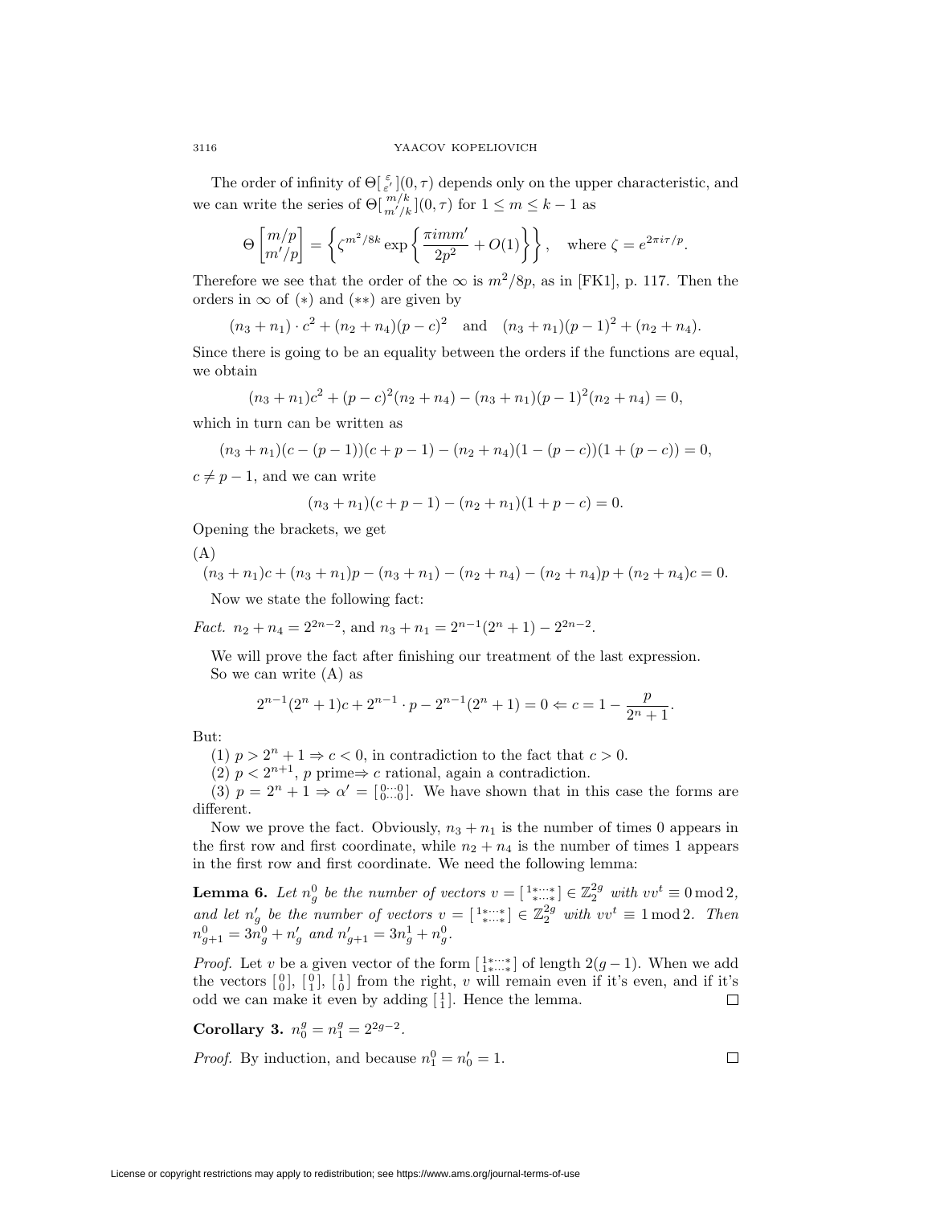The order of infinity of $\Theta[{\varepsilon \atop \varepsilon'}](0,\tau)$ depends only on the upper characteristic, and we can write the series of $\Theta[{m/k \atop m'/k}](0,\tau)$ for $1 \le m \le k-1$ as

$$\Theta\begin{bmatrix} m/p \\ m'/p \end{bmatrix} = \left\{ \zeta^{m^2/8k} \exp\left\{ \frac{\pi i m m'}{2p^2} + O(1) \right\} \right\}, \quad \text{where } \zeta = e^{2\pi i \tau/p}.$$

Therefore we see that the order of the $\infty$ is $m^2/8p$, as in [FK1], p. 117. Then the orders in $\infty$ of $(*)$ and $(**)$ are given by

$$(n_3+n_1)\cdot c^2 + (n_2+n_4)(p-c)^2 \quad \text{and} \quad (n_3+n_1)(p-1)^2 + (n_2+n_4).$$

Since there is going to be an equality between the orders if the functions are equal, we obtain

$$(n_3+n_1)c^2 + (p-c)^2(n_2+n_4) - (n_3+n_1)(p-1)^2(n_2+n_4) = 0,$$

which in turn can be written as

$$(n_3+n_1)(c-(p-1))(c+p-1) - (n_2+n_4)(1-(p-c))(1+(p-c)) = 0,$$

$c \ne p-1$, and we can write

$$(n_3+n_1)(c+p-1) - (n_2+n_1)(1+p-c) = 0.$$

Opening the brackets, we get

(A)

$$(n_3+n_1)c + (n_3+n_1)p - (n_3+n_1) - (n_2+n_4) - (n_2+n_4)p + (n_2+n_4)c = 0.$$

Now we state the following fact:

*Fact.* $n_2+n_4 = 2^{2n-2}$, and $n_3+n_1 = 2^{n-1}(2^n+1) - 2^{2n-2}$.

We will prove the fact after finishing our treatment of the last expression.

So we can write (A) as

$$2^{n-1}(2^n+1)c + 2^{n-1}\cdot p - 2^{n-1}(2^n+1) = 0 \Leftarrow c = 1 - \frac{p}{2^n+1}.$$

But:

(1) $p > 2^n+1 \Rightarrow c < 0$, in contradiction to the fact that $c > 0$.

(2) $p < 2^{n+1}$, $p$ prime$\Rightarrow c$ rational, again a contradiction.

(3) $p = 2^n+1 \Rightarrow \alpha' = [{0\cdots0 \atop 0\cdots0}]$. We have shown that in this case the forms are different.

Now we prove the fact. Obviously, $n_3+n_1$ is the number of times 0 appears in the first row and first coordinate, while $n_2+n_4$ is the number of times 1 appears in the first row and first coordinate. We need the following lemma:

**Lemma 6.** *Let $n_g^0$ be the number of vectors $v = [{1*\cdots* \atop *\cdots*}] \in \mathbb{Z}_2^{2g}$ with $vv^t \equiv 0 \bmod 2$, and let $n_g'$ be the number of vectors $v = [{1*\cdots* \atop *\cdots*}] \in \mathbb{Z}_2^{2g}$ with $vv^t \equiv 1 \bmod 2$. Then $n_{g+1}^0 = 3n_g^0 + n_g'$ and $n_{g+1}' = 3n_g^1 + n_g^0$.*

*Proof.* Let $v$ be a given vector of the form $[{1*\cdots* \atop 1*\cdots*}]$ of length $2(g-1)$. When we add the vectors $[{0 \atop 0}]$, $[{0 \atop 1}]$, $[{1 \atop 0}]$ from the right, $v$ will remain even if it's even, and if it's odd we can make it even by adding $[{1 \atop 1}]$. Hence the lemma. $\square$

**Corollary 3.** $n_0^g = n_1^g = 2^{2g-2}$.

*Proof.* By induction, and because $n_1^0 = n_0' = 1$. $\square$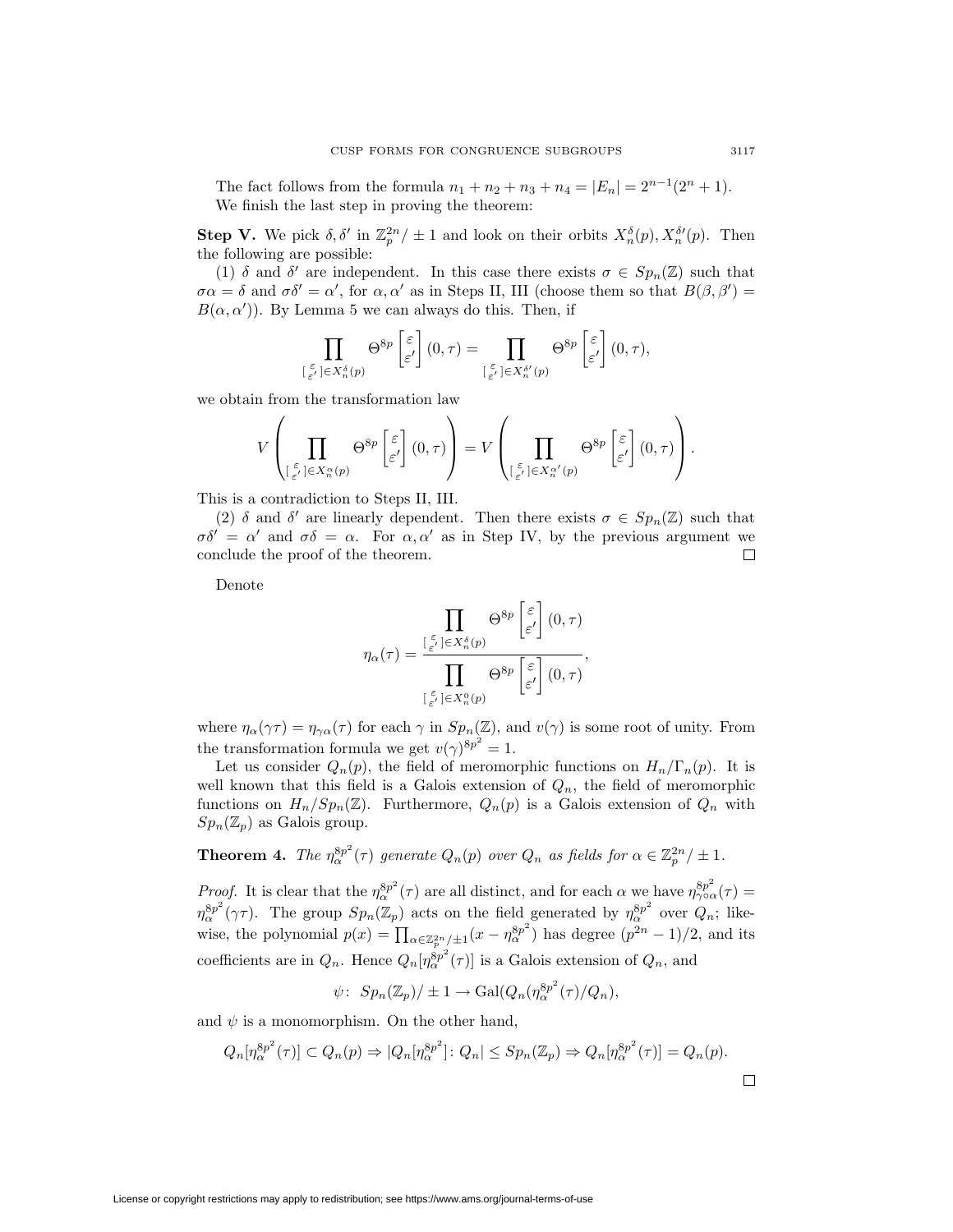The fact follows from the formula $n_1 + n_2 + n_3 + n_4 = |E_n| = 2^{n-1}(2^n + 1)$.

We finish the last step in proving the theorem:

**Step V.** We pick $\delta, \delta'$ in $\mathbb{Z}_p^{2n}/\pm 1$ and look on their orbits $X_n^{\delta}(p), X_n^{\delta'}(p)$. Then the following are possible:

(1) $\delta$ and $\delta'$ are independent. In this case there exists $\sigma \in Sp_n(\mathbb{Z})$ such that $\sigma\alpha = \delta$ and $\sigma\delta' = \alpha'$, for $\alpha, \alpha'$ as in Steps II, III (choose them so that $B(\beta, \beta') = B(\alpha, \alpha')$). By Lemma 5 we can always do this. Then, if

$$\prod_{\left[\begin{smallmatrix}\varepsilon\\ \varepsilon'\end{smallmatrix}\right] \in X_n^{\delta}(p)} \Theta^{8p}\begin{bmatrix}\varepsilon\\ \varepsilon'\end{bmatrix}(0,\tau) = \prod_{\left[\begin{smallmatrix}\varepsilon\\ \varepsilon'\end{smallmatrix}\right] \in X_n^{\delta'}(p)} \Theta^{8p}\begin{bmatrix}\varepsilon\\ \varepsilon'\end{bmatrix}(0,\tau),$$

we obtain from the transformation law

$$V\left(\prod_{\left[\begin{smallmatrix}\varepsilon\\ \varepsilon'\end{smallmatrix}\right] \in X_n^{\alpha}(p)} \Theta^{8p}\begin{bmatrix}\varepsilon\\ \varepsilon'\end{bmatrix}(0,\tau)\right) = V\left(\prod_{\left[\begin{smallmatrix}\varepsilon\\ \varepsilon'\end{smallmatrix}\right] \in X_n^{\alpha'}(p)} \Theta^{8p}\begin{bmatrix}\varepsilon\\ \varepsilon'\end{bmatrix}(0,\tau)\right).$$

This is a contradiction to Steps II, III.

(2) $\delta$ and $\delta'$ are linearly dependent. Then there exists $\sigma \in Sp_n(\mathbb{Z})$ such that $\sigma\delta' = \alpha'$ and $\sigma\delta = \alpha$. For $\alpha, \alpha'$ as in Step IV, by the previous argument we conclude the proof of the theorem. □

Denote

$$\eta_\alpha(\tau) = \frac{\displaystyle\prod_{\left[\begin{smallmatrix}\varepsilon\\ \varepsilon'\end{smallmatrix}\right] \in X_n^{\delta}(p)} \Theta^{8p}\begin{bmatrix}\varepsilon\\ \varepsilon'\end{bmatrix}(0,\tau)}{\displaystyle\prod_{\left[\begin{smallmatrix}\varepsilon\\ \varepsilon'\end{smallmatrix}\right] \in X_n^{0}(p)} \Theta^{8p}\begin{bmatrix}\varepsilon\\ \varepsilon'\end{bmatrix}(0,\tau)},$$

where $\eta_\alpha(\gamma\tau) = \eta_{\gamma\alpha}(\tau)$ for each $\gamma$ in $Sp_n(\mathbb{Z})$, and $v(\gamma)$ is some root of unity. From the transformation formula we get $v(\gamma)^{8p^2} = 1$.

Let us consider $Q_n(p)$, the field of meromorphic functions on $H_n/\Gamma_n(p)$. It is well known that this field is a Galois extension of $Q_n$, the field of meromorphic functions on $H_n/Sp_n(\mathbb{Z})$. Furthermore, $Q_n(p)$ is a Galois extension of $Q_n$ with $Sp_n(\mathbb{Z}_p)$ as Galois group.

**Theorem 4.** *The $\eta_\alpha^{8p^2}(\tau)$ generate $Q_n(p)$ over $Q_n$ as fields for $\alpha \in \mathbb{Z}_p^{2n}/\pm 1$.*

*Proof.* It is clear that the $\eta_\alpha^{8p^2}(\tau)$ are all distinct, and for each $\alpha$ we have $\eta_{\gamma\circ\alpha}^{8p^2}(\tau) = \eta_\alpha^{8p^2}(\gamma\tau)$. The group $Sp_n(\mathbb{Z}_p)$ acts on the field generated by $\eta_\alpha^{8p^2}$ over $Q_n$; likewise, the polynomial $p(x) = \prod_{\alpha \in \mathbb{Z}_p^{2n}/\pm 1}(x - \eta_\alpha^{8p^2})$ has degree $(p^{2n}-1)/2$, and its coefficients are in $Q_n$. Hence $Q_n[\eta_\alpha^{8p^2}(\tau)]$ is a Galois extension of $Q_n$, and

$$\psi\colon\ Sp_n(\mathbb{Z}_p)/\pm 1 \to \mathrm{Gal}(Q_n(\eta_\alpha^{8p^2}(\tau)/Q_n),$$

and $\psi$ is a monomorphism. On the other hand,

$$Q_n[\eta_\alpha^{8p^2}(\tau)] \subset Q_n(p) \Rightarrow |Q_n[\eta_\alpha^{8p^2}]\colon Q_n| \le Sp_n(\mathbb{Z}_p) \Rightarrow Q_n[\eta_\alpha^{8p^2}(\tau)] = Q_n(p).$$

□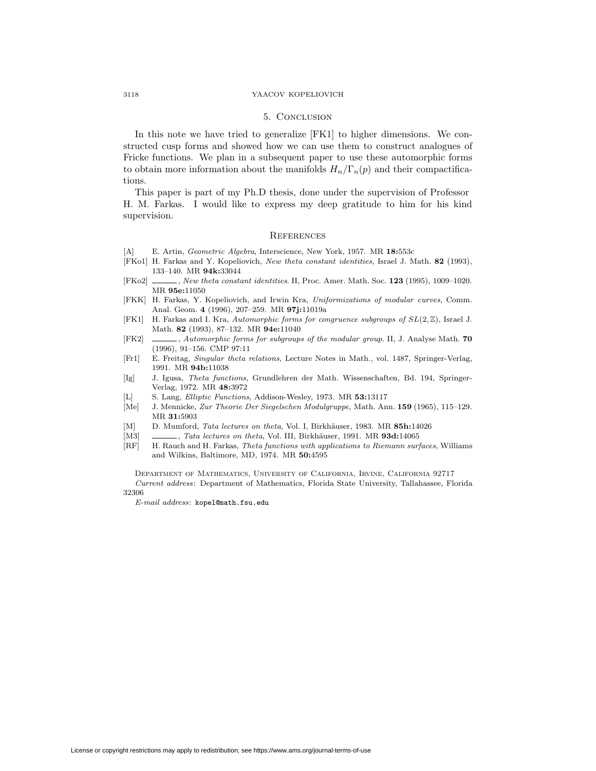## 5. Conclusion

In this note we have tried to generalize [FK1] to higher dimensions. We constructed cusp forms and showed how we can use them to construct analogues of Fricke functions. We plan in a subsequent paper to use these automorphic forms to obtain more information about the manifolds $H_n/\Gamma_n(p)$ and their compactifications.

This paper is part of my Ph.D thesis, done under the supervision of Professor H. M. Farkas. I would like to express my deep gratitude to him for his kind supervision.

## References

- [A] E. Artin, *Geometric Algebra*, Interscience, New York, 1957. MR **18:**553c
- [FKo1] H. Farkas and Y. Kopeliovich, *New theta constant identities*, Israel J. Math. **82** (1993), 133–140. MR **94k:**33044
- [FKo2] ———, *New theta constant identities*. II, Proc. Amer. Math. Soc. **123** (1995), 1009–1020. MR **95e:**11050
- [FKK] H. Farkas, Y. Kopeliovich, and Irwin Kra, *Uniformizations of modular curves*, Comm. Anal. Geom. **4** (1996), 207–259. MR **97j:**11019a
- [FK1] H. Farkas and I. Kra, *Automorphic forms for congruence subgroups of $SL(2,\mathbb{Z})$*, Israel J. Math. **82** (1993), 87–132. MR **94e:**11040
- [FK2] ———, *Automorphic forms for subgroups of the modular group*. II, J. Analyse Math. **70** (1996), 91–156. CMP 97:11
- [Fr1] E. Freitag, *Singular theta relations*, Lecture Notes in Math., vol. 1487, Springer-Verlag, 1991. MR **94b:**11038
- [Ig] J. Igusa, *Theta functions*, Grundlehren der Math. Wissenschaften, Bd. 194, Springer-Verlag, 1972. MR **48:**3972
- [L] S. Lang, *Elliptic Functions*, Addison-Wesley, 1973. MR **53:**13117
- [Me] J. Mennicke, *Zur Theorie Der Siegelschen Modulgruppe*, Math. Ann. **159** (1965), 115–129. MR **31:**5903
- [M] D. Mumford, *Tata lectures on theta*, Vol. I, Birkhäuser, 1983. MR **85h:**14026
- [M3] ———, *Tata lectures on theta*, Vol. III, Birkhäuser, 1991. MR **93d:**14065
- [RF] H. Rauch and H. Farkas, *Theta functions with applications to Riemann surfaces*, Williams and Wilkins, Baltimore, MD, 1974. MR **50:**4595

Department of Mathematics, University of California, Irvine, California 92717

*Current address*: Department of Mathematics, Florida State University, Tallahassee, Florida 32306

*E-mail address*: kopel@math.fsu.edu